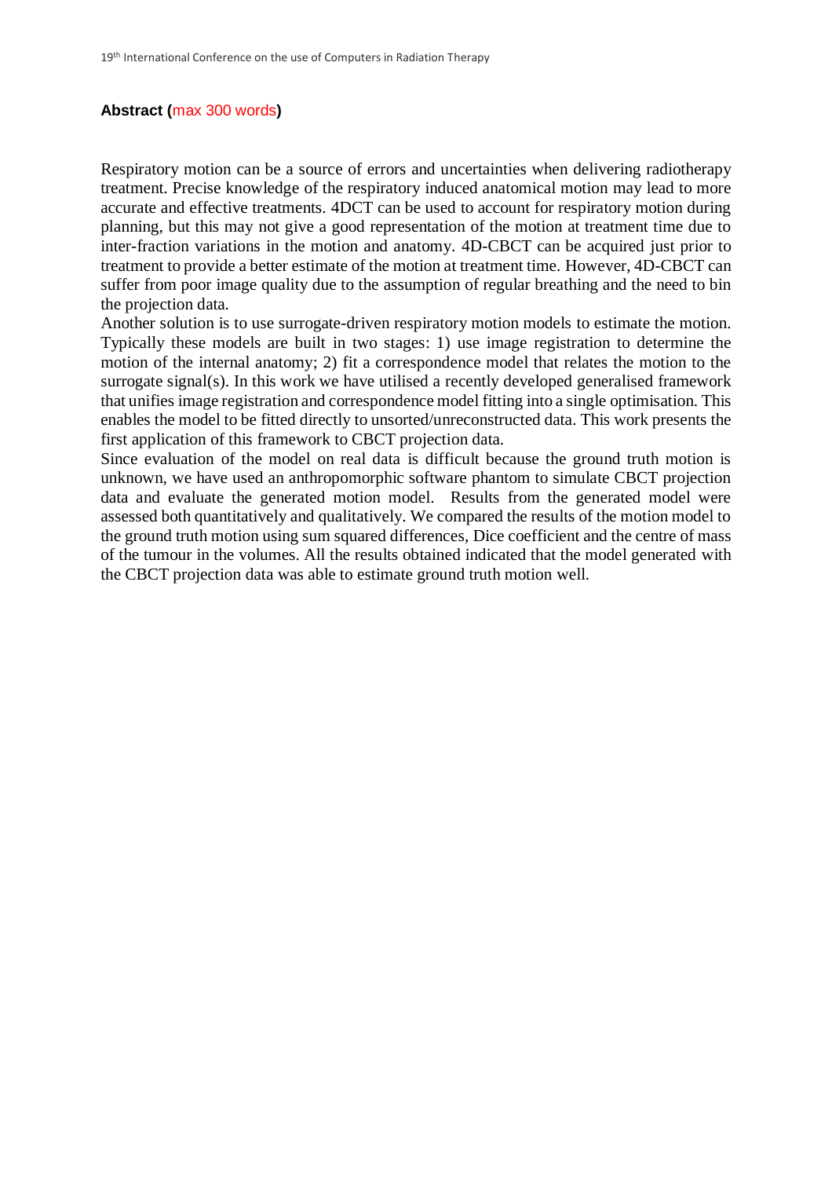**Abstract (max 300 words)**

Respiratory motion can be a source of errors and uncertainties when delivering radiotherapy treatment. Precise knowledge of the respiratory induced anatomical motion may lead to more accurate and effective treatments. 4DCT can be used to account for respiratory motion during planning, but this may not give a good representation of the motion at treatment time due to inter-fraction variations in the motion and anatomy. 4D-CBCT can be acquired just prior to treatment to provide a better estimate of the motion at treatment time. However, 4D-CBCT can suffer from poor image quality due to the assumption of regular breathing and the need to bin the projection data.

Another solution is to use surrogate-driven respiratory motion models to estimate the motion. Typically these models are built in two stages: 1) use image registration to determine the motion of the internal anatomy; 2) fit a correspondence model that relates the motion to the surrogate signal(s). In this work we have utilised a recently developed generalised framework that unifies image registration and correspondence model fitting into a single optimisation. This enables the model to be fitted directly to unsorted/unreconstructed data. This work presents the first application of this framework to CBCT projection data.

Since evaluation of the model on real data is difficult because the ground truth motion is unknown, we have used an anthropomorphic software phantom to simulate CBCT projection data and evaluate the generated motion model. Results from the generated model were assessed both quantitatively and qualitatively. We compared the results of the motion model to the ground truth motion using sum squared differences, Dice coefficient and the centre of mass of the tumour in the volumes. All the results obtained indicated that the model generated with the CBCT projection data was able to estimate ground truth motion well.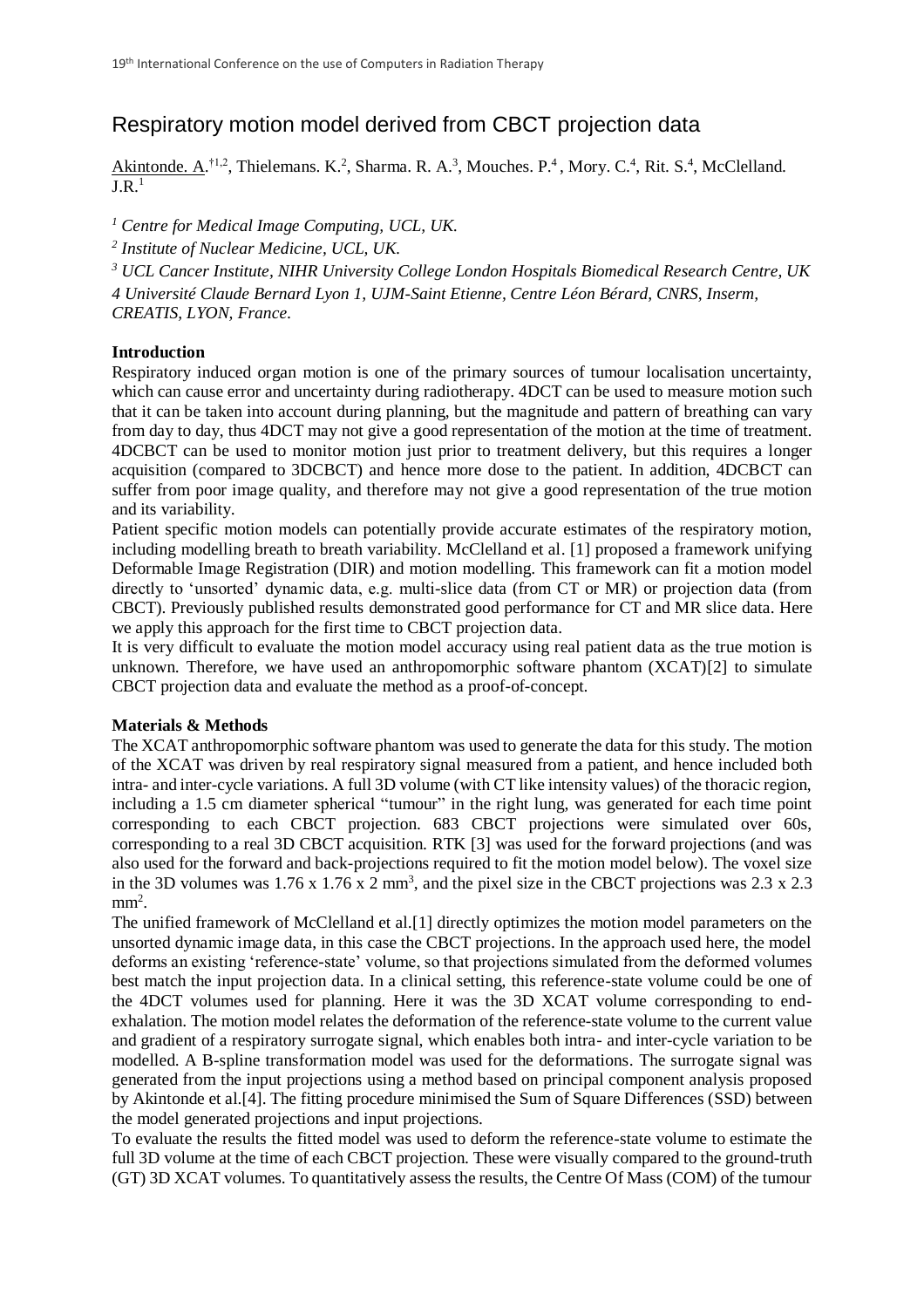# Respiratory motion model derived from CBCT projection data

Akintonde. A.[†1,2], Thielemans. K.[2], Sharma. R. A.[3], Mouches. P.[4], Mory. C.[4], Rit. S.[4], McClelland. J.R.[1]

*[1] Centre for Medical Image Computing, UCL, UK.*

*[2] Institute of Nuclear Medicine, UCL, UK.*

*[3] UCL Cancer Institute, NIHR University College London Hospitals Biomedical Research Centre, UK*

*4 Université Claude Bernard Lyon 1, UJM-Saint Etienne, Centre Léon Bérard, CNRS, Inserm, CREATIS, LYON, France.*

### Introduction

Respiratory induced organ motion is one of the primary sources of tumour localisation uncertainty, which can cause error and uncertainty during radiotherapy. 4DCT can be used to measure motion such that it can be taken into account during planning, but the magnitude and pattern of breathing can vary from day to day, thus 4DCT may not give a good representation of the motion at the time of treatment. 4DCBCT can be used to monitor motion just prior to treatment delivery, but this requires a longer acquisition (compared to 3DCBCT) and hence more dose to the patient. In addition, 4DCBCT can suffer from poor image quality, and therefore may not give a good representation of the true motion and its variability.

Patient specific motion models can potentially provide accurate estimates of the respiratory motion, including modelling breath to breath variability. McClelland et al. [1] proposed a framework unifying Deformable Image Registration (DIR) and motion modelling. This framework can fit a motion model directly to 'unsorted' dynamic data, e.g. multi-slice data (from CT or MR) or projection data (from CBCT). Previously published results demonstrated good performance for CT and MR slice data. Here we apply this approach for the first time to CBCT projection data.

It is very difficult to evaluate the motion model accuracy using real patient data as the true motion is unknown. Therefore, we have used an anthropomorphic software phantom (XCAT)[2] to simulate CBCT projection data and evaluate the method as a proof-of-concept.

### Materials & Methods

The XCAT anthropomorphic software phantom was used to generate the data for this study. The motion of the XCAT was driven by real respiratory signal measured from a patient, and hence included both intra- and inter-cycle variations. A full 3D volume (with CT like intensity values) of the thoracic region, including a 1.5 cm diameter spherical "tumour" in the right lung, was generated for each time point corresponding to each CBCT projection. 683 CBCT projections were simulated over 60s, corresponding to a real 3D CBCT acquisition. RTK [3] was used for the forward projections (and was also used for the forward and back-projections required to fit the motion model below). The voxel size in the 3D volumes was 1.76 x 1.76 x 2 mm$^3$, and the pixel size in the CBCT projections was 2.3 x 2.3 mm$^2$.

The unified framework of McClelland et al.[1] directly optimizes the motion model parameters on the unsorted dynamic image data, in this case the CBCT projections. In the approach used here, the model deforms an existing 'reference-state' volume, so that projections simulated from the deformed volumes best match the input projection data. In a clinical setting, this reference-state volume could be one of the 4DCT volumes used for planning. Here it was the 3D XCAT volume corresponding to end-exhalation. The motion model relates the deformation of the reference-state volume to the current value and gradient of a respiratory surrogate signal, which enables both intra- and inter-cycle variation to be modelled. A B-spline transformation model was used for the deformations. The surrogate signal was generated from the input projections using a method based on principal component analysis proposed by Akintonde et al.[4]. The fitting procedure minimised the Sum of Square Differences (SSD) between the model generated projections and input projections.

To evaluate the results the fitted model was used to deform the reference-state volume to estimate the full 3D volume at the time of each CBCT projection. These were visually compared to the ground-truth (GT) 3D XCAT volumes. To quantitatively assess the results, the Centre Of Mass (COM) of the tumour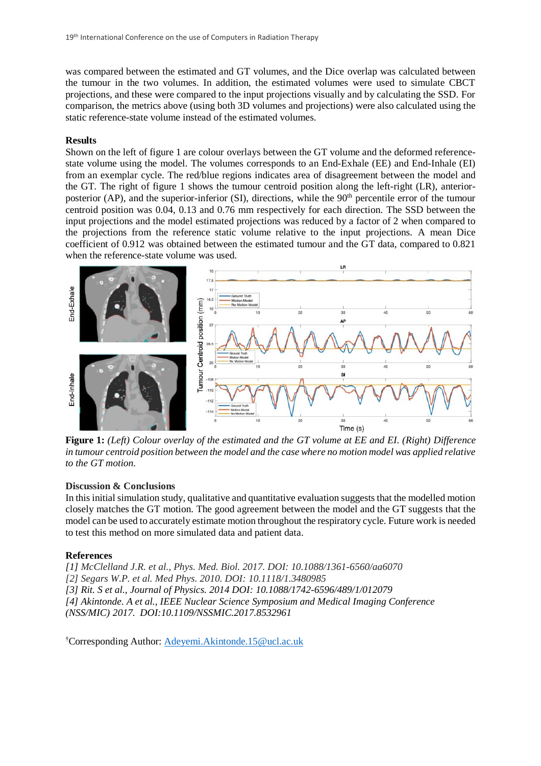was compared between the estimated and GT volumes, and the Dice overlap was calculated between the tumour in the two volumes. In addition, the estimated volumes were used to simulate CBCT projections, and these were compared to the input projections visually and by calculating the SSD. For comparison, the metrics above (using both 3D volumes and projections) were also calculated using the static reference-state volume instead of the estimated volumes.

## Results

Shown on the left of figure 1 are colour overlays between the GT volume and the deformed reference-state volume using the model. The volumes corresponds to an End-Exhale (EE) and End-Inhale (EI) from an exemplar cycle. The red/blue regions indicates area of disagreement between the model and the GT. The right of figure 1 shows the tumour centroid position along the left-right (LR), anterior-posterior (AP), and the superior-inferior (SI), directions, while the 90[th] percentile error of the tumour centroid position was 0.04, 0.13 and 0.76 mm respectively for each direction. The SSD between the input projections and the model estimated projections was reduced by a factor of 2 when compared to the projections from the reference static volume relative to the input projections. A mean Dice coefficient of 0.912 was obtained between the estimated tumour and the GT data, compared to 0.821 when the reference-state volume was used.

End-Exhale

End-Inhale

LR

18

17.5

17

16.5

16

0 10 20 30 40 50 60

Ground Truth
Motion Model
No Motion Model

AP

27

26.5

26

0 10 20 30 40 50 60

Ground Truth
Motion Model
No Motion Model

SI

-108

-110

-112

-114

0 10 20 30 40 50 60

Ground Truth
Motion Model
No Motion Model

Tumour Centroid position (mm)

Time (s)

**Figure 1:** *(Left) Colour overlay of the estimated and the GT volume at EE and EI. (Right) Difference in tumour centroid position between the model and the case where no motion model was applied relative to the GT motion.*

## Discussion & Conclusions

In this initial simulation study, qualitative and quantitative evaluation suggests that the modelled motion closely matches the GT motion. The good agreement between the model and the GT suggests that the model can be used to accurately estimate motion throughout the respiratory cycle. Future work is needed to test this method on more simulated data and patient data.

## References

*[1] McClelland J.R. et al., Phys. Med. Biol. 2017. DOI: 10.1088/1361-6560/aa6070*
*[2] Segars W.P. et al. Med Phys. 2010. DOI: 10.1118/1.3480985*
*[3] Rit. S et al., Journal of Physics. 2014 DOI: 10.1088/1742-6596/489/1/012079*
*[4] Akintonde. A et al., IEEE Nuclear Science Symposium and Medical Imaging Conference (NSS/MIC) 2017. DOI:10.1109/NSSMIC.2017.8532961*

[†]Corresponding Author: Adeyemi.Akintonde.15@ucl.ac.uk